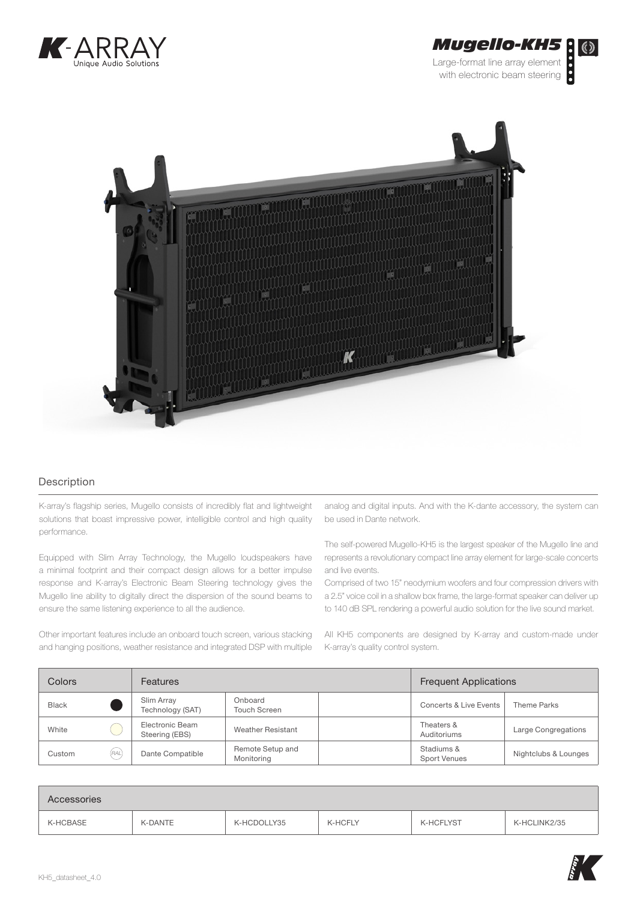# K-ARRAY
Unique Audio Solutions

# Mugello-KH5

Large-format line array element with electronic beam steering

## Description

K-array's flagship series, Mugello consists of incredibly flat and lightweight solutions that boast impressive power, intelligible control and high quality performance.

Equipped with Slim Array Technology, the Mugello loudspeakers have a minimal footprint and their compact design allows for a better impulse response and K-array's Electronic Beam Steering technology gives the Mugello line ability to digitally direct the dispersion of the sound beams to ensure the same listening experience to all the audience.

Other important features include an onboard touch screen, various stacking and hanging positions, weather resistance and integrated DSP with multiple analog and digital inputs. And with the K-dante accessory, the system can be used in Dante network.

The self-powered Mugello-KH5 is the largest speaker of the Mugello line and represents a revolutionary compact line array element for large-scale concerts and live events.

Comprised of two 15" neodymium woofers and four compression drivers with a 2.5" voice coil in a shallow box frame, the large-format speaker can deliver up to 140 dB SPL rendering a powerful audio solution for the live sound market.

All KH5 components are designed by K-array and custom-made under K-array's quality control system.

| Colors | | Features | | | Frequent Applications | |
|---|---|---|---|---|---|---|
| Black | ● | Slim Array Technology (SAT) | Onboard Touch Screen | | Concerts & Live Events | Theme Parks |
| White | ○ | Electronic Beam Steering (EBS) | Weather Resistant | | Theaters & Auditoriums | Large Congregations |
| Custom | RAL | Dante Compatible | Remote Setup and Monitoring | | Stadiums & Sport Venues | Nightclubs & Lounges |

| Accessories | | | | | |
|---|---|---|---|---|---|
| K-HCBASE | K-DANTE | K-HCDOLLY35 | K-HCFLY | K-HCFLYST | K-HCLINK2/35 |

KH5_datasheet_4.0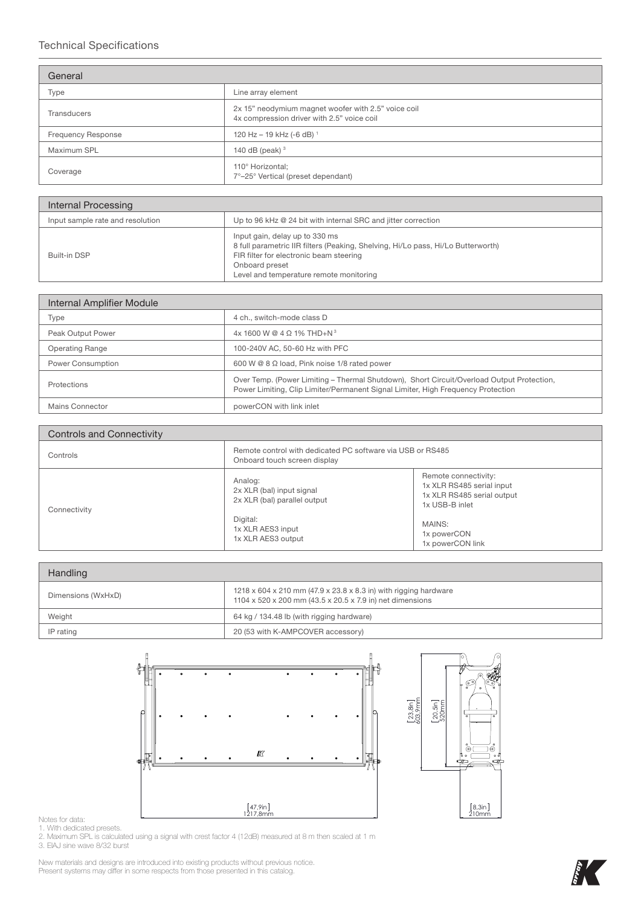## Technical Specifications

| General | |
|---|---|
| Type | Line array element |
| Transducers | 2x 15" neodymium magnet woofer with 2.5" voice coil<br>4x compression driver with 2.5" voice coil |
| Frequency Response | 120 Hz – 19 kHz (-6 dB) [1] |
| Maximum SPL | 140 dB (peak) [3] |
| Coverage | 110° Horizontal;<br>7°–25° Vertical (preset dependant) |

| Internal Processing | |
|---|---|
| Input sample rate and resolution | Up to 96 kHz @ 24 bit with internal SRC and jitter correction |
| Built-in DSP | Input gain, delay up to 330 ms<br>8 full parametric IIR filters (Peaking, Shelving, Hi/Lo pass, Hi/Lo Butterworth)<br>FIR filter for electronic beam steering<br>Onboard preset<br>Level and temperature remote monitoring |

| Internal Amplifier Module | |
|---|---|
| Type | 4 ch., switch-mode class D |
| Peak Output Power | 4x 1600 W @ 4 Ω 1% THD+N [3] |
| Operating Range | 100-240V AC, 50-60 Hz with PFC |
| Power Consumption | 600 W @ 8 Ω load, Pink noise 1/8 rated power |
| Protections | Over Temp. (Power Limiting – Thermal Shutdown), Short Circuit/Overload Output Protection, Power Limiting, Clip Limiter/Permanent Signal Limiter, High Frequency Protection |
| Mains Connector | powerCON with link inlet |

| Controls and Connectivity | | |
|---|---|---|
| Controls | Remote control with dedicated PC software via USB or RS485<br>Onboard touch screen display | |
| Connectivity | Analog:<br>2x XLR (bal) input signal<br>2x XLR (bal) parallel output<br><br>Digital:<br>1x XLR AES3 input<br>1x XLR AES3 output | Remote connectivity:<br>1x XLR RS485 serial input<br>1x XLR RS485 serial output<br>1x USB-B inlet<br><br>MAINS:<br>1x powerCON<br>1x powerCON link |

| Handling | |
|---|---|
| Dimensions (WxHxD) | 1218 x 604 x 210 mm (47.9 x 23.8 x 8.3 in) with rigging hardware<br>1104 x 520 x 200 mm (43.5 x 20.5 x 7.9 in) net dimensions |
| Weight | 64 kg / 134.48 lb (with rigging hardware) |
| IP rating | 20 (53 with K-AMPCOVER accessory) |

[47,9in]
1217,8mm

[23,8in]
603,9mm

[20,5in]
520mm

[8,3in]
210mm

Notes for data:
1. With dedicated presets.
2. Maximum SPL is calculated using a signal with crest factor 4 (12dB) measured at 8 m then scaled at 1 m
3. EIAJ sine wave 8/32 burst

New materials and designs are introduced into existing products without previous notice.
Present systems may differ in some respects from those presented in this catalog.